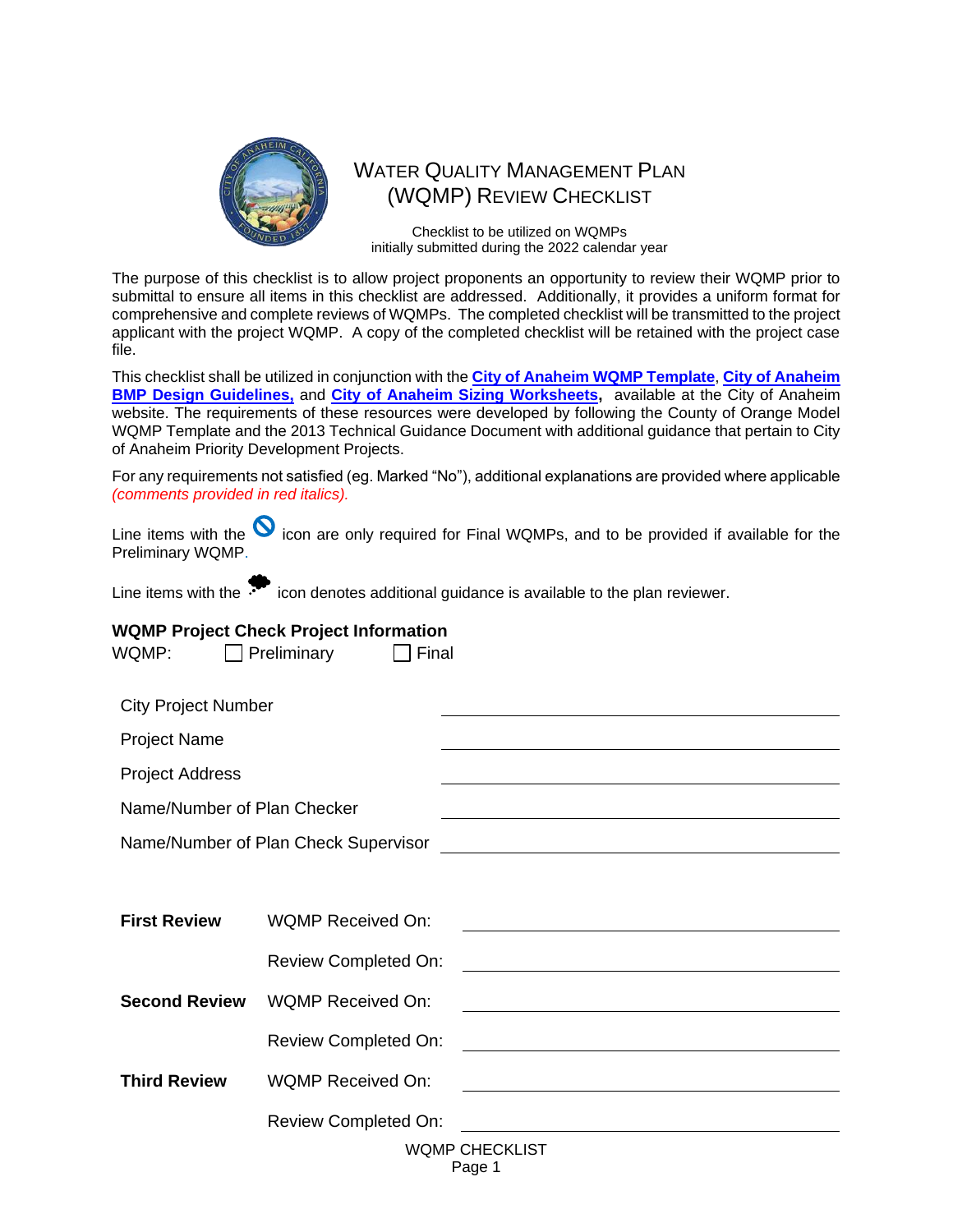# Water Quality Management Plan (WQMP) Review Checklist

Checklist to be utilized on WQMPs
initially submitted during the 2022 calendar year

The purpose of this checklist is to allow project proponents an opportunity to review their WQMP prior to submittal to ensure all items in this checklist are addressed. Additionally, it provides a uniform format for comprehensive and complete reviews of WQMPs. The completed checklist will be transmitted to the project applicant with the project WQMP. A copy of the completed checklist will be retained with the project case file.

This checklist shall be utilized in conjunction with the **City of Anaheim WQMP Template**, **City of Anaheim BMP Design Guidelines,** and **City of Anaheim Sizing Worksheets**, available at the City of Anaheim website. The requirements of these resources were developed by following the County of Orange Model WQMP Template and the 2013 Technical Guidance Document with additional guidance that pertain to City of Anaheim Priority Development Projects.

For any requirements not satisfied (eg. Marked "No"), additional explanations are provided where applicable *(comments provided in red italics).*

Line items with the 🚫 icon are only required for Final WQMPs, and to be provided if available for the Preliminary WQMP.

Line items with the 💭 icon denotes additional guidance is available to the plan reviewer.

**WQMP Project Check Project Information**

WQMP: ☐ Preliminary ☐ Final

| | |
|---|---|
| City Project Number | ____________________ |
| Project Name | ____________________ |
| Project Address | ____________________ |
| Name/Number of Plan Checker | ____________________ |
| Name/Number of Plan Check Supervisor | ____________________ |

| | | |
|---|---|---|
| **First Review** | WQMP Received On: | ____________________ |
| | Review Completed On: | ____________________ |
| **Second Review** | WQMP Received On: | ____________________ |
| | Review Completed On: | ____________________ |
| **Third Review** | WQMP Received On: | ____________________ |
| | Review Completed On: | ____________________ |

WQMP CHECKLIST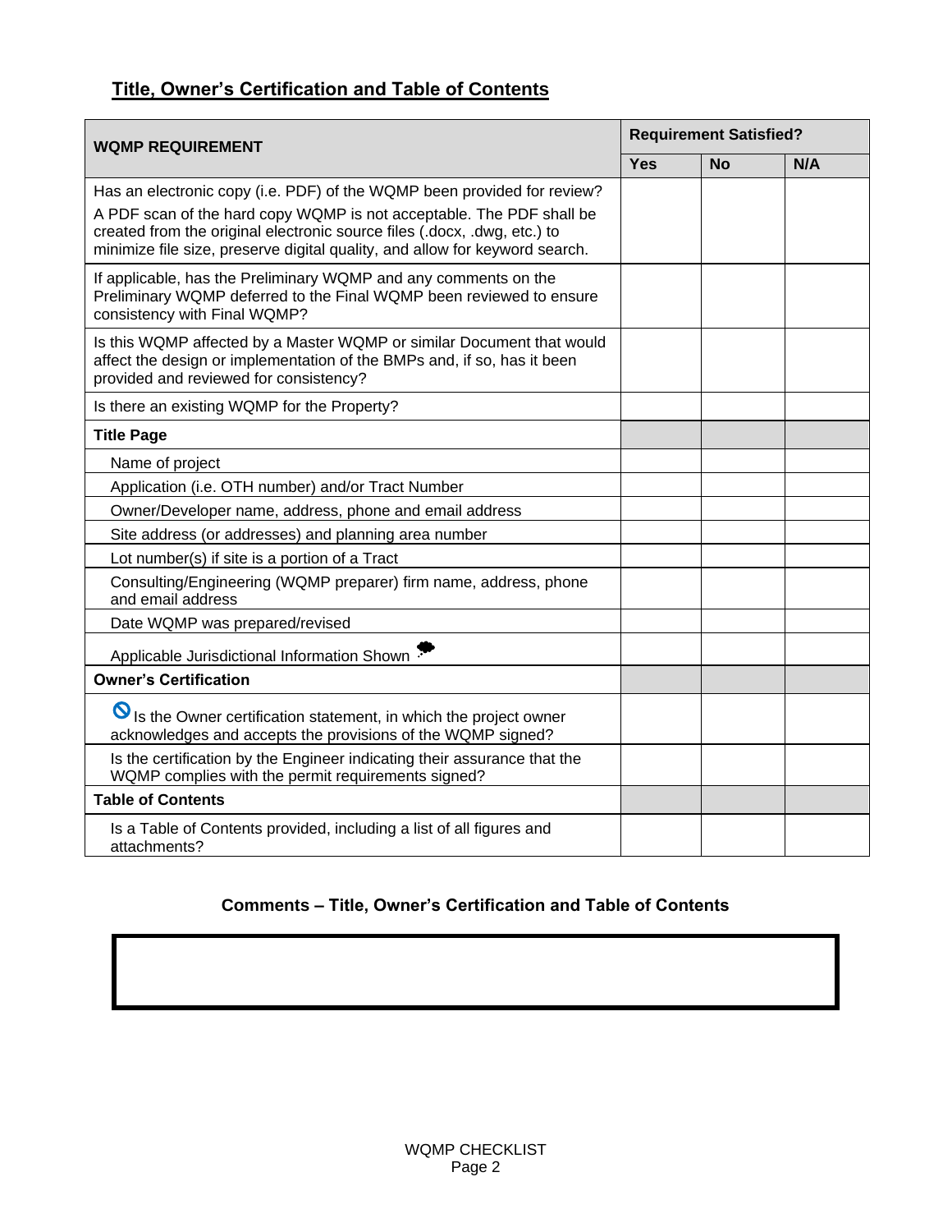## Title, Owner's Certification and Table of Contents

| WQMP REQUIREMENT | Requirement Satisfied? | | |
|---|---|---|---|
| | Yes | No | N/A |
| Has an electronic copy (i.e. PDF) of the WQMP been provided for review?<br>A PDF scan of the hard copy WQMP is not acceptable. The PDF shall be created from the original electronic source files (.docx, .dwg, etc.) to minimize file size, preserve digital quality, and allow for keyword search. | | | |
| If applicable, has the Preliminary WQMP and any comments on the Preliminary WQMP deferred to the Final WQMP been reviewed to ensure consistency with Final WQMP? | | | |
| Is this WQMP affected by a Master WQMP or similar Document that would affect the design or implementation of the BMPs and, if so, has it been provided and reviewed for consistency? | | | |
| Is there an existing WQMP for the Property? | | | |
| **Title Page** | | | |
| Name of project | | | |
| Application (i.e. OTH number) and/or Tract Number | | | |
| Owner/Developer name, address, phone and email address | | | |
| Site address (or addresses) and planning area number | | | |
| Lot number(s) if site is a portion of a Tract | | | |
| Consulting/Engineering (WQMP preparer) firm name, address, phone and email address | | | |
| Date WQMP was prepared/revised | | | |
| Applicable Jurisdictional Information Shown | | | |
| **Owner's Certification** | | | |
| Is the Owner certification statement, in which the project owner acknowledges and accepts the provisions of the WQMP signed? | | | |
| Is the certification by the Engineer indicating their assurance that the WQMP complies with the permit requirements signed? | | | |
| **Table of Contents** | | | |
| Is a Table of Contents provided, including a list of all figures and attachments? | | | |

### Comments – Title, Owner's Certification and Table of Contents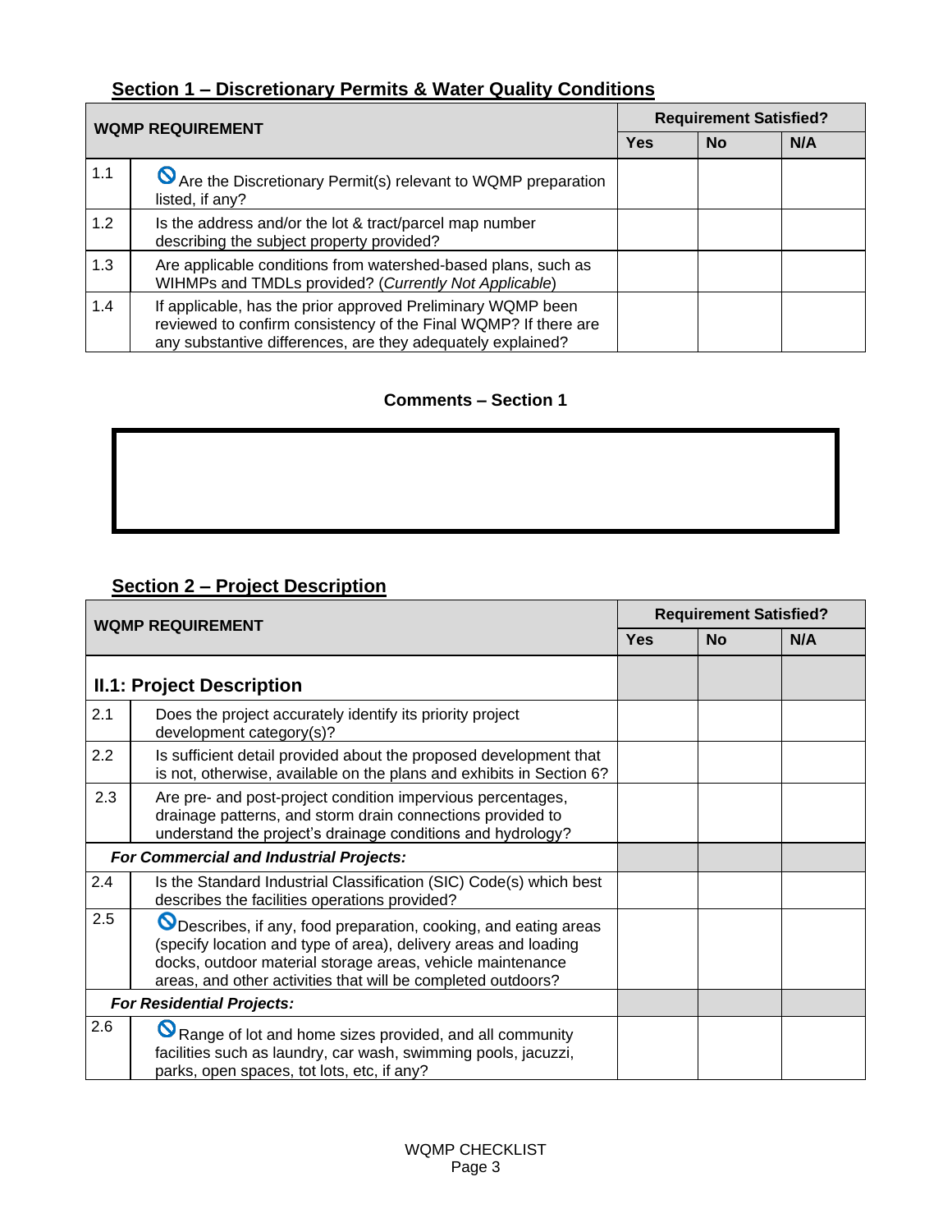## Section 1 – Discretionary Permits & Water Quality Conditions

| WQMP REQUIREMENT | | Requirement Satisfied? | | |
|---|---|---|---|---|
| | | Yes | No | N/A |
| 1.1 | Are the Discretionary Permit(s) relevant to WQMP preparation listed, if any? | | | |
| 1.2 | Is the address and/or the lot & tract/parcel map number describing the subject property provided? | | | |
| 1.3 | Are applicable conditions from watershed-based plans, such as WIHMPs and TMDLs provided? (*Currently Not Applicable*) | | | |
| 1.4 | If applicable, has the prior approved Preliminary WQMP been reviewed to confirm consistency of the Final WQMP? If there are any substantive differences, are they adequately explained? | | | |

**Comments – Section 1**

## Section 2 – Project Description

| WQMP REQUIREMENT | | Requirement Satisfied? | | |
|---|---|---|---|---|
| | | Yes | No | N/A |
| **II.1: Project Description** | | | | |
| 2.1 | Does the project accurately identify its priority project development category(s)? | | | |
| 2.2 | Is sufficient detail provided about the proposed development that is not, otherwise, available on the plans and exhibits in Section 6? | | | |
| 2.3 | Are pre- and post-project condition impervious percentages, drainage patterns, and storm drain connections provided to understand the project's drainage conditions and hydrology? | | | |
| ***For Commercial and Industrial Projects:*** | | | | |
| 2.4 | Is the Standard Industrial Classification (SIC) Code(s) which best describes the facilities operations provided? | | | |
| 2.5 | Describes, if any, food preparation, cooking, and eating areas (specify location and type of area), delivery areas and loading docks, outdoor material storage areas, vehicle maintenance areas, and other activities that will be completed outdoors? | | | |
| ***For Residential Projects:*** | | | | |
| 2.6 | Range of lot and home sizes provided, and all community facilities such as laundry, car wash, swimming pools, jacuzzi, parks, open spaces, tot lots, etc, if any? | | | |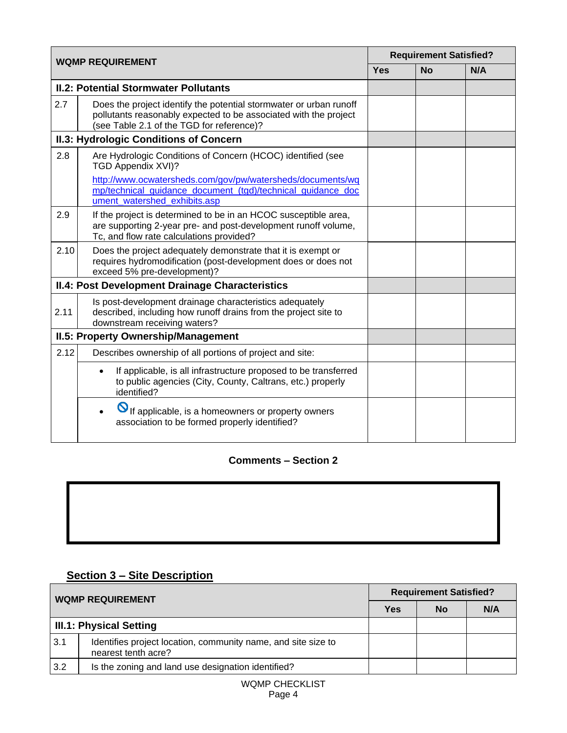| WQMP REQUIREMENT | | Requirement Satisfied? | | |
|---|---|---|---|---|
| | | Yes | No | N/A |
| **II.2: Potential Stormwater Pollutants** | | | | |
| 2.7 | Does the project identify the potential stormwater or urban runoff pollutants reasonably expected to be associated with the project (see Table 2.1 of the TGD for reference)? | | | |
| **II.3: Hydrologic Conditions of Concern** | | | | |
| 2.8 | Are Hydrologic Conditions of Concern (HCOC) identified (see TGD Appendix XVI)? http://www.ocwatersheds.com/gov/pw/watersheds/documents/wqmp/technical_guidance_document_(tgd)/technical_guidance_document_watershed_exhibits.asp | | | |
| 2.9 | If the project is determined to be in an HCOC susceptible area, are supporting 2-year pre- and post-development runoff volume, Tc, and flow rate calculations provided? | | | |
| 2.10 | Does the project adequately demonstrate that it is exempt or requires hydromodification (post-development does or does not exceed 5% pre-development)? | | | |
| **II.4: Post Development Drainage Characteristics** | | | | |
| 2.11 | Is post-development drainage characteristics adequately described, including how runoff drains from the project site to downstream receiving waters? | | | |
| **II.5: Property Ownership/Management** | | | | |
| 2.12 | Describes ownership of all portions of project and site: | | | |
| | • If applicable, is all infrastructure proposed to be transferred to public agencies (City, County, Caltrans, etc.) properly identified? | | | |
| | • If applicable, is a homeowners or property owners association to be formed properly identified? | | | |

**Comments – Section 2**

## Section 3 – Site Description

| WQMP REQUIREMENT | | Requirement Satisfied? | | |
|---|---|---|---|---|
| | | Yes | No | N/A |
| **III.1: Physical Setting** | | | | |
| 3.1 | Identifies project location, community name, and site size to nearest tenth acre? | | | |
| 3.2 | Is the zoning and land use designation identified? | | | |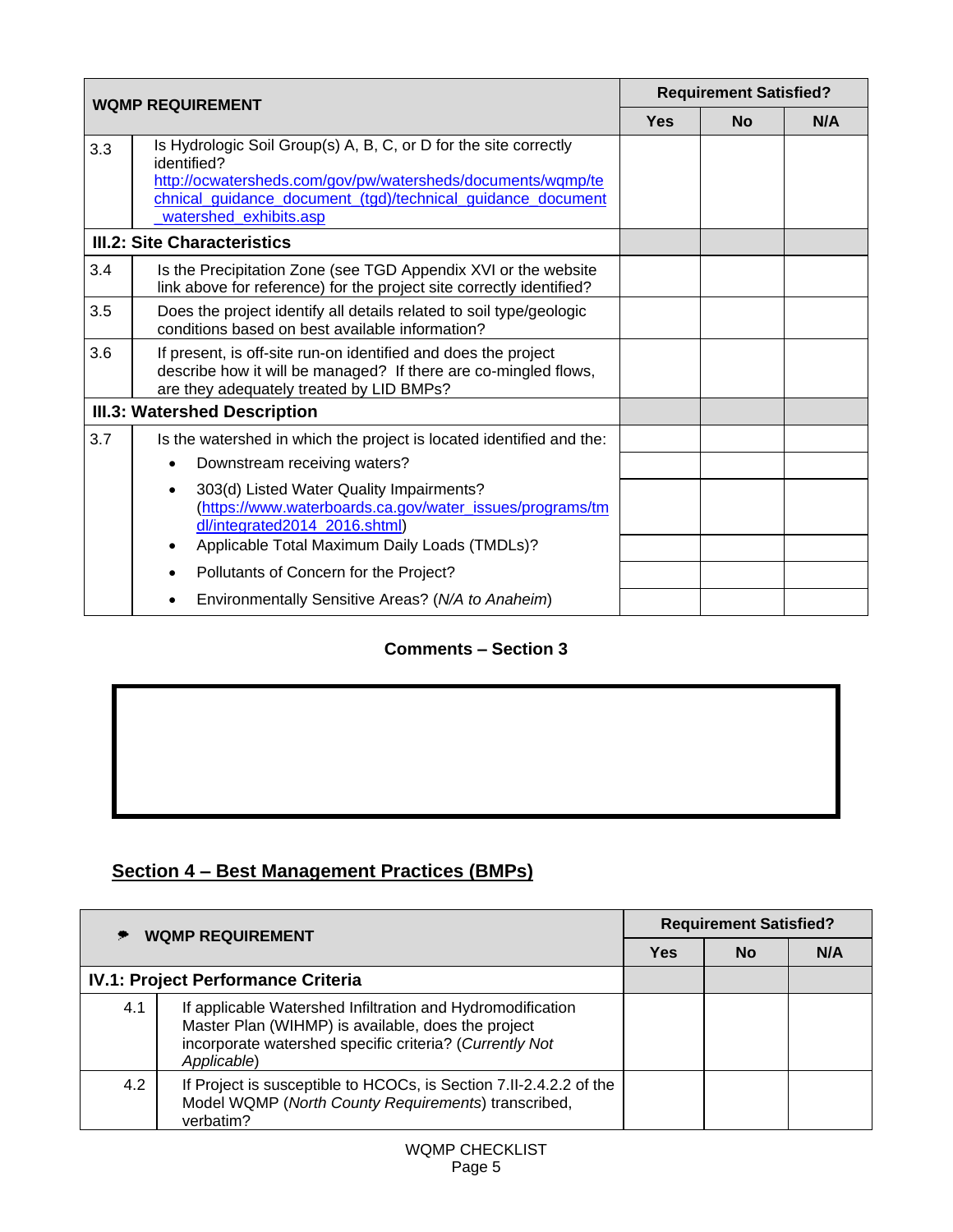| WQMP REQUIREMENT | | Requirement Satisfied? | | |
|---|---|---|---|---|
| | | Yes | No | N/A |
| 3.3 | Is Hydrologic Soil Group(s) A, B, C, or D for the site correctly identified? http://ocwatersheds.com/gov/pw/watersheds/documents/wqmp/technical_guidance_document_(tgd)/technical_guidance_document_watershed_exhibits.asp | | | |
| **III.2: Site Characteristics** | | | | |
| 3.4 | Is the Precipitation Zone (see TGD Appendix XVI or the website link above for reference) for the project site correctly identified? | | | |
| 3.5 | Does the project identify all details related to soil type/geologic conditions based on best available information? | | | |
| 3.6 | If present, is off-site run-on identified and does the project describe how it will be managed? If there are co-mingled flows, are they adequately treated by LID BMPs? | | | |
| **III.3: Watershed Description** | | | | |
| 3.7 | Is the watershed in which the project is located identified and the: | | | |
| | • Downstream receiving waters? | | | |
| | • 303(d) Listed Water Quality Impairments? (https://www.waterboards.ca.gov/water_issues/programs/tmdl/integrated2014_2016.shtml) | | | |
| | • Applicable Total Maximum Daily Loads (TMDLs)? | | | |
| | • Pollutants of Concern for the Project? | | | |
| | • Environmentally Sensitive Areas? (*N/A to Anaheim*) | | | |

**Comments – Section 3**

## Section 4 – Best Management Practices (BMPs)

| WQMP REQUIREMENT | | Requirement Satisfied? | | |
|---|---|---|---|---|
| | | Yes | No | N/A |
| **IV.1: Project Performance Criteria** | | | | |
| 4.1 | If applicable Watershed Infiltration and Hydromodification Master Plan (WIHMP) is available, does the project incorporate watershed specific criteria? (*Currently Not Applicable*) | | | |
| 4.2 | If Project is susceptible to HCOCs, is Section 7.II-2.4.2.2 of the Model WQMP (*North County Requirements*) transcribed, verbatim? | | | |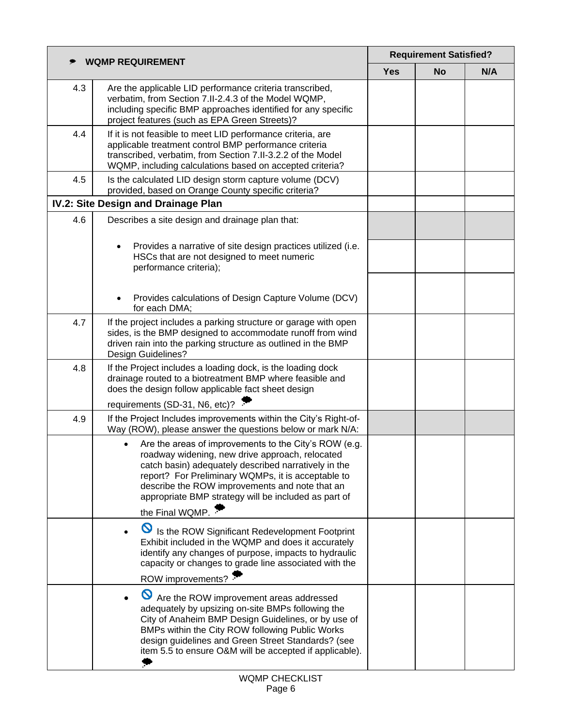| WQMP REQUIREMENT | | Requirement Satisfied? | | |
|---|---|---|---|---|
| | | Yes | No | N/A |
| 4.3 | Are the applicable LID performance criteria transcribed, verbatim, from Section 7.II-2.4.3 of the Model WQMP, including specific BMP approaches identified for any specific project features (such as EPA Green Streets)? | | | |
| 4.4 | If it is not feasible to meet LID performance criteria, are applicable treatment control BMP performance criteria transcribed, verbatim, from Section 7.II-3.2.2 of the Model WQMP, including calculations based on accepted criteria? | | | |
| 4.5 | Is the calculated LID design storm capture volume (DCV) provided, based on Orange County specific criteria? | | | |
| **IV.2: Site Design and Drainage Plan** | | | | |
| 4.6 | Describes a site design and drainage plan that: | | | |
| | • Provides a narrative of site design practices utilized (i.e. HSCs that are not designed to meet numeric performance criteria); | | | |
| | • Provides calculations of Design Capture Volume (DCV) for each DMA; | | | |
| 4.7 | If the project includes a parking structure or garage with open sides, is the BMP designed to accommodate runoff from wind driven rain into the parking structure as outlined in the BMP Design Guidelines? | | | |
| 4.8 | If the Project includes a loading dock, is the loading dock drainage routed to a biotreatment BMP where feasible and does the design follow applicable fact sheet design requirements (SD-31, N6, etc)? | | | |
| 4.9 | If the Project Includes improvements within the City's Right-of-Way (ROW), please answer the questions below or mark N/A: | | | |
| | • Are the areas of improvements to the City's ROW (e.g. roadway widening, new drive approach, relocated catch basin) adequately described narratively in the report? For Preliminary WQMPs, it is acceptable to describe the ROW improvements and note that an appropriate BMP strategy will be included as part of the Final WQMP. | | | |
| | • Is the ROW Significant Redevelopment Footprint Exhibit included in the WQMP and does it accurately identify any changes of purpose, impacts to hydraulic capacity or changes to grade line associated with the ROW improvements? | | | |
| | • Are the ROW improvement areas addressed adequately by upsizing on-site BMPs following the City of Anaheim BMP Design Guidelines, or by use of BMPs within the City ROW following Public Works design guidelines and Green Street Standards? (see item 5.5 to ensure O&M will be accepted if applicable). | | | |

WQMP CHECKLIST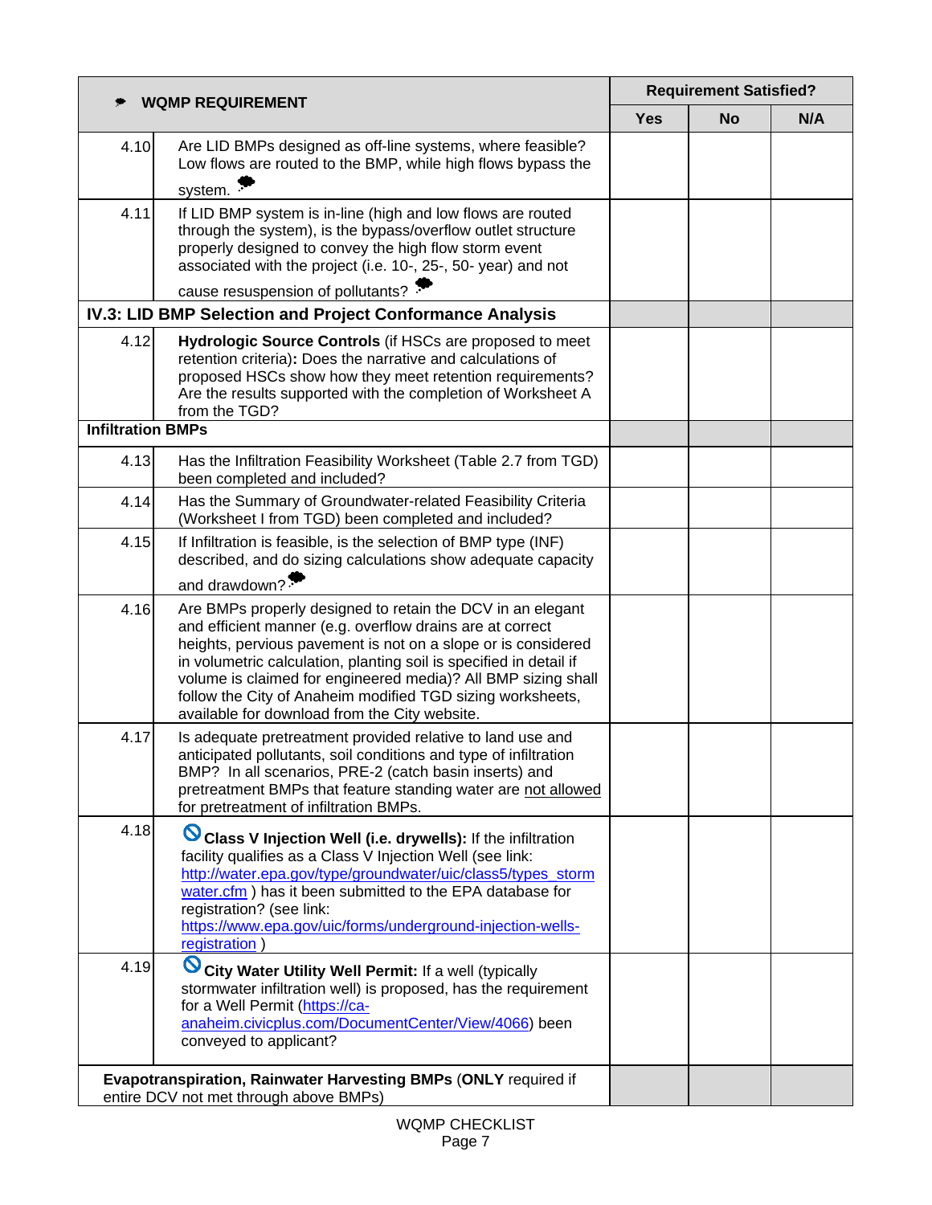| | WQMP REQUIREMENT | Requirement Satisfied? | | |
|---|---|---|---|---|
| | | Yes | No | N/A |
| 4.10 | Are LID BMPs designed as off-line systems, where feasible? Low flows are routed to the BMP, while high flows bypass the system. | | | |
| 4.11 | If LID BMP system is in-line (high and low flows are routed through the system), is the bypass/overflow outlet structure properly designed to convey the high flow storm event associated with the project (i.e. 10-, 25-, 50- year) and not cause resuspension of pollutants? | | | |
| **IV.3: LID BMP Selection and Project Conformance Analysis** | | | | |
| 4.12 | **Hydrologic Source Controls** (if HSCs are proposed to meet retention criteria)**:** Does the narrative and calculations of proposed HSCs show how they meet retention requirements? Are the results supported with the completion of Worksheet A from the TGD? | | | |
| **Infiltration BMPs** | | | | |
| 4.13 | Has the Infiltration Feasibility Worksheet (Table 2.7 from TGD) been completed and included? | | | |
| 4.14 | Has the Summary of Groundwater-related Feasibility Criteria (Worksheet I from TGD) been completed and included? | | | |
| 4.15 | If Infiltration is feasible, is the selection of BMP type (INF) described, and do sizing calculations show adequate capacity and drawdown? | | | |
| 4.16 | Are BMPs properly designed to retain the DCV in an elegant and efficient manner (e.g. overflow drains are at correct heights, pervious pavement is not on a slope or is considered in volumetric calculation, planting soil is specified in detail if volume is claimed for engineered media)? All BMP sizing shall follow the City of Anaheim modified TGD sizing worksheets, available for download from the City website. | | | |
| 4.17 | Is adequate pretreatment provided relative to land use and anticipated pollutants, soil conditions and type of infiltration BMP? In all scenarios, PRE-2 (catch basin inserts) and pretreatment BMPs that feature standing water are not allowed for pretreatment of infiltration BMPs. | | | |
| 4.18 | **Class V Injection Well (i.e. drywells):** If the infiltration facility qualifies as a Class V Injection Well (see link: http://water.epa.gov/type/groundwater/uic/class5/types_stormwater.cfm ) has it been submitted to the EPA database for registration? (see link: https://www.epa.gov/uic/forms/underground-injection-wells-registration ) | | | |
| 4.19 | **City Water Utility Well Permit:** If a well (typically stormwater infiltration well) is proposed, has the requirement for a Well Permit (https://ca-anaheim.civicplus.com/DocumentCenter/View/4066) been conveyed to applicant? | | | |
| **Evapotranspiration, Rainwater Harvesting BMPs** (**ONLY** required if entire DCV not met through above BMPs) | | | | |

WQMP CHECKLIST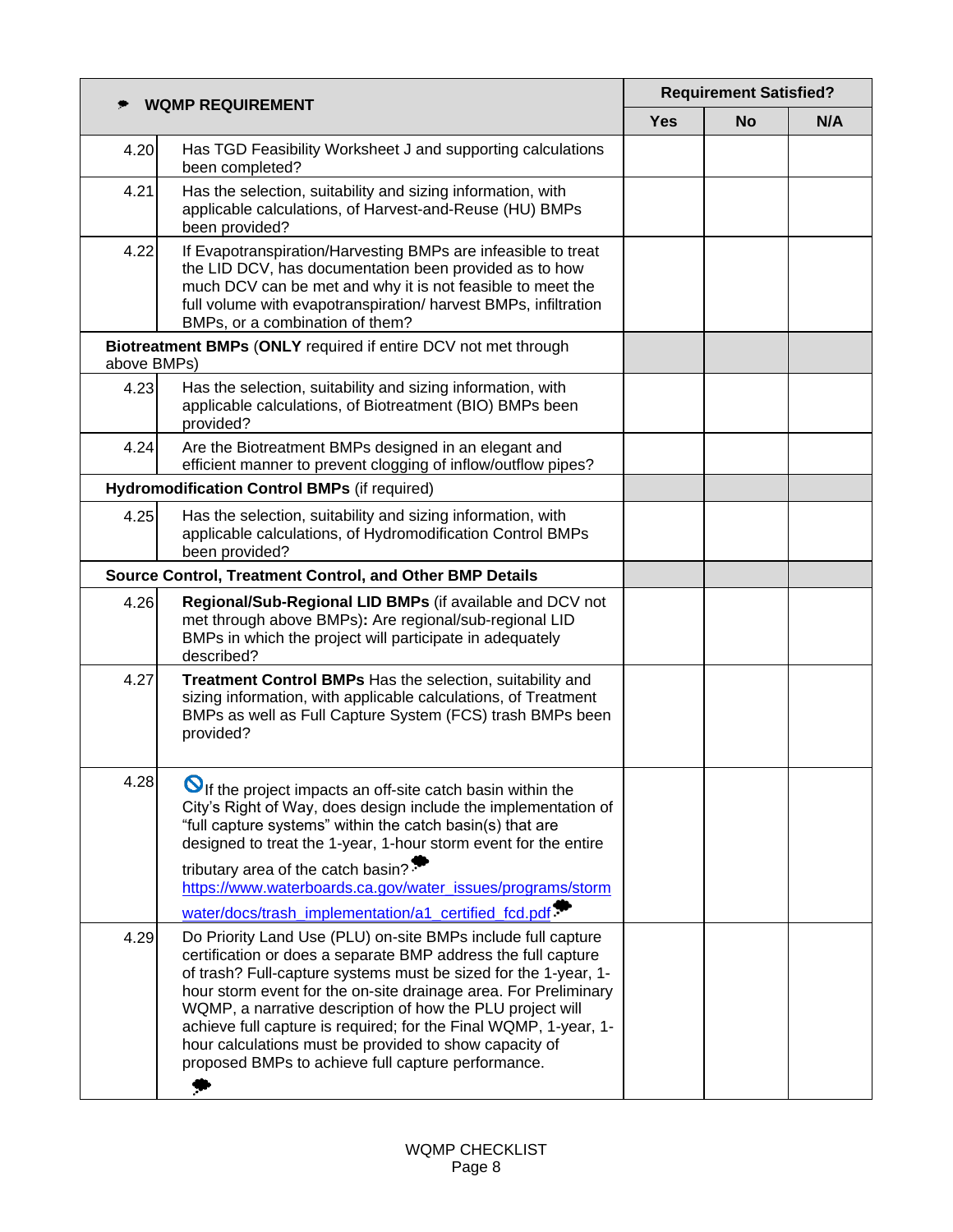| | WQMP REQUIREMENT | Requirement Satisfied? | | |
|---|---|---|---|---|
| | | Yes | No | N/A |
| 4.20 | Has TGD Feasibility Worksheet J and supporting calculations been completed? | | | |
| 4.21 | Has the selection, suitability and sizing information, with applicable calculations, of Harvest-and-Reuse (HU) BMPs been provided? | | | |
| 4.22 | If Evapotranspiration/Harvesting BMPs are infeasible to treat the LID DCV, has documentation been provided as to how much DCV can be met and why it is not feasible to meet the full volume with evapotranspiration/ harvest BMPs, infiltration BMPs, or a combination of them? | | | |
| **Biotreatment BMPs** (**ONLY** required if entire DCV not met through above BMPs) | | | | |
| 4.23 | Has the selection, suitability and sizing information, with applicable calculations, of Biotreatment (BIO) BMPs been provided? | | | |
| 4.24 | Are the Biotreatment BMPs designed in an elegant and efficient manner to prevent clogging of inflow/outflow pipes? | | | |
| **Hydromodification Control BMPs** (if required) | | | | |
| 4.25 | Has the selection, suitability and sizing information, with applicable calculations, of Hydromodification Control BMPs been provided? | | | |
| **Source Control, Treatment Control, and Other BMP Details** | | | | |
| 4.26 | **Regional/Sub-Regional LID BMPs** (if available and DCV not met through above BMPs)**:** Are regional/sub-regional LID BMPs in which the project will participate in adequately described? | | | |
| 4.27 | **Treatment Control BMPs** Has the selection, suitability and sizing information, with applicable calculations, of Treatment BMPs as well as Full Capture System (FCS) trash BMPs been provided? | | | |
| 4.28 | If the project impacts an off-site catch basin within the City's Right of Way, does design include the implementation of "full capture systems" within the catch basin(s) that are designed to treat the 1-year, 1-hour storm event for the entire tributary area of the catch basin? https://www.waterboards.ca.gov/water_issues/programs/stormwater/docs/trash_implementation/a1_certified_fcd.pdf | | | |
| 4.29 | Do Priority Land Use (PLU) on-site BMPs include full capture certification or does a separate BMP address the full capture of trash? Full-capture systems must be sized for the 1-year, 1-hour storm event for the on-site drainage area. For Preliminary WQMP, a narrative description of how the PLU project will achieve full capture is required; for the Final WQMP, 1-year, 1-hour calculations must be provided to show capacity of proposed BMPs to achieve full capture performance. | | | |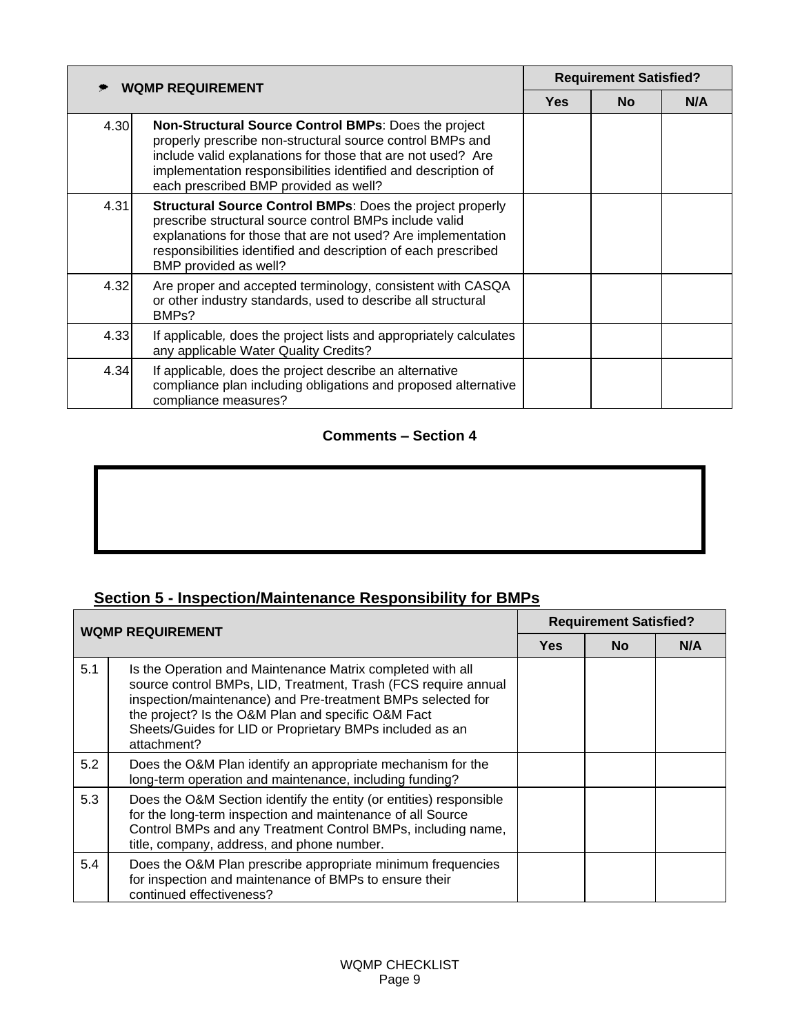| WQMP REQUIREMENT | | Requirement Satisfied? | | |
|---|---|---|---|---|
| | | Yes | No | N/A |
| 4.30 | **Non-Structural Source Control BMPs**: Does the project properly prescribe non-structural source control BMPs and include valid explanations for those that are not used? Are implementation responsibilities identified and description of each prescribed BMP provided as well? | | | |
| 4.31 | **Structural Source Control BMPs**: Does the project properly prescribe structural source control BMPs include valid explanations for those that are not used? Are implementation responsibilities identified and description of each prescribed BMP provided as well? | | | |
| 4.32 | Are proper and accepted terminology, consistent with CASQA or other industry standards, used to describe all structural BMPs? | | | |
| 4.33 | If applicable, does the project lists and appropriately calculates any applicable Water Quality Credits? | | | |
| 4.34 | If applicable, does the project describe an alternative compliance plan including obligations and proposed alternative compliance measures? | | | |

**Comments – Section 4**

## Section 5 - Inspection/Maintenance Responsibility for BMPs

| WQMP REQUIREMENT | | Requirement Satisfied? | | |
|---|---|---|---|---|
| | | Yes | No | N/A |
| 5.1 | Is the Operation and Maintenance Matrix completed with all source control BMPs, LID, Treatment, Trash (FCS require annual inspection/maintenance) and Pre-treatment BMPs selected for the project? Is the O&M Plan and specific O&M Fact Sheets/Guides for LID or Proprietary BMPs included as an attachment? | | | |
| 5.2 | Does the O&M Plan identify an appropriate mechanism for the long-term operation and maintenance, including funding? | | | |
| 5.3 | Does the O&M Section identify the entity (or entities) responsible for the long-term inspection and maintenance of all Source Control BMPs and any Treatment Control BMPs, including name, title, company, address, and phone number. | | | |
| 5.4 | Does the O&M Plan prescribe appropriate minimum frequencies for inspection and maintenance of BMPs to ensure their continued effectiveness? | | | |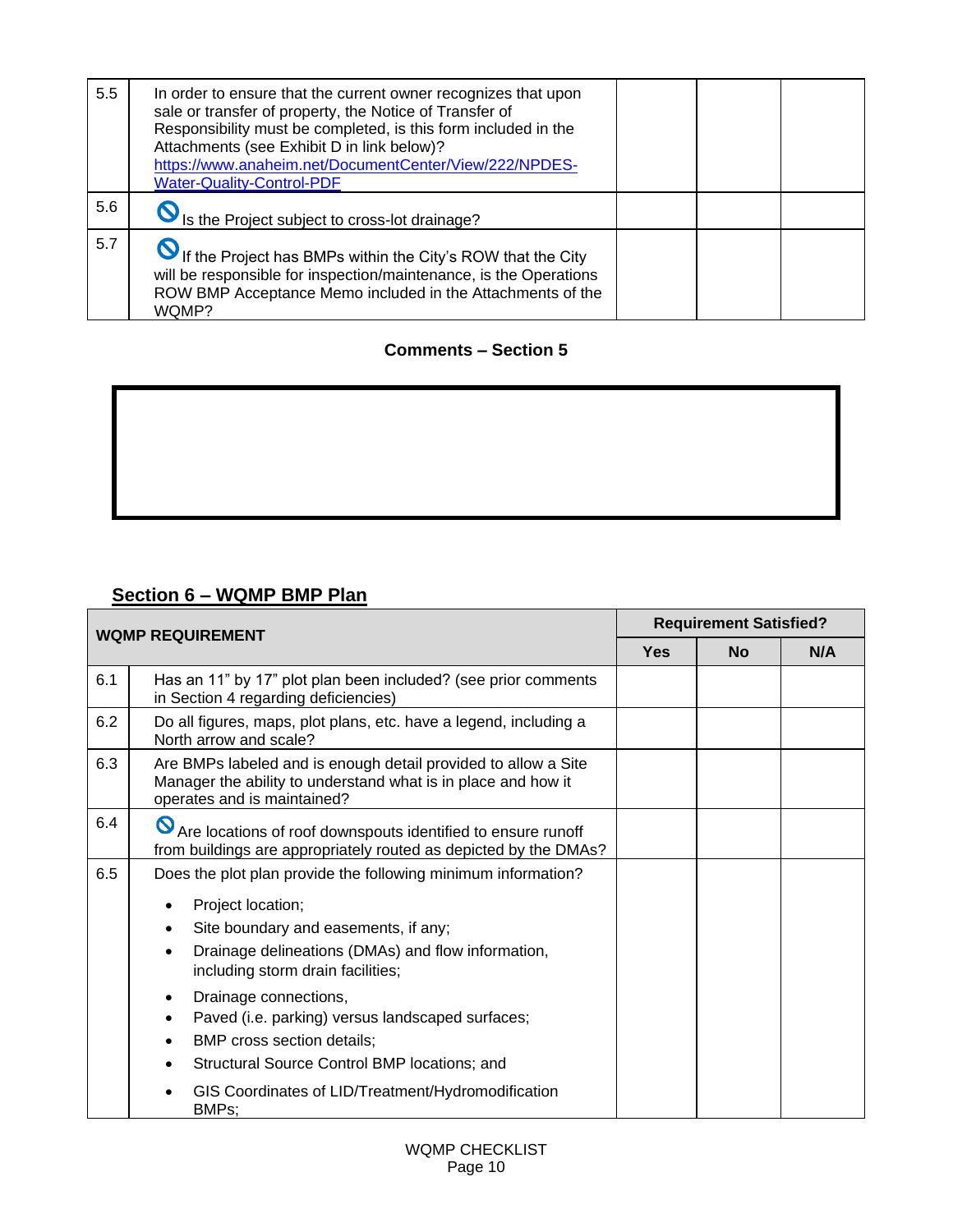| | | | | |
|---|---|---|---|---|
| 5.5 | In order to ensure that the current owner recognizes that upon sale or transfer of property, the Notice of Transfer of Responsibility must be completed, is this form included in the Attachments (see Exhibit D in link below)? https://www.anaheim.net/DocumentCenter/View/222/NPDES-Water-Quality-Control-PDF | | | |
| 5.6 | 🚫 Is the Project subject to cross-lot drainage? | | | |
| 5.7 | 🚫 If the Project has BMPs within the City's ROW that the City will be responsible for inspection/maintenance, is the Operations ROW BMP Acceptance Memo included in the Attachments of the WQMP? | | | |

**Comments – Section 5**

| |
|---|
| |

## Section 6 – WQMP BMP Plan

| WQMP REQUIREMENT | | Requirement Satisfied? | | |
|---|---|---|---|---|
| | | Yes | No | N/A |
| 6.1 | Has an 11" by 17" plot plan been included? (see prior comments in Section 4 regarding deficiencies) | | | |
| 6.2 | Do all figures, maps, plot plans, etc. have a legend, including a North arrow and scale? | | | |
| 6.3 | Are BMPs labeled and is enough detail provided to allow a Site Manager the ability to understand what is in place and how it operates and is maintained? | | | |
| 6.4 | 🚫 Are locations of roof downspouts identified to ensure runoff from buildings are appropriately routed as depicted by the DMAs? | | | |
| 6.5 | Does the plot plan provide the following minimum information?<br>• Project location;<br>• Site boundary and easements, if any;<br>• Drainage delineations (DMAs) and flow information, including storm drain facilities;<br>• Drainage connections,<br>• Paved (i.e. parking) versus landscaped surfaces;<br>• BMP cross section details;<br>• Structural Source Control BMP locations; and<br>• GIS Coordinates of LID/Treatment/Hydromodification BMPs; | | | |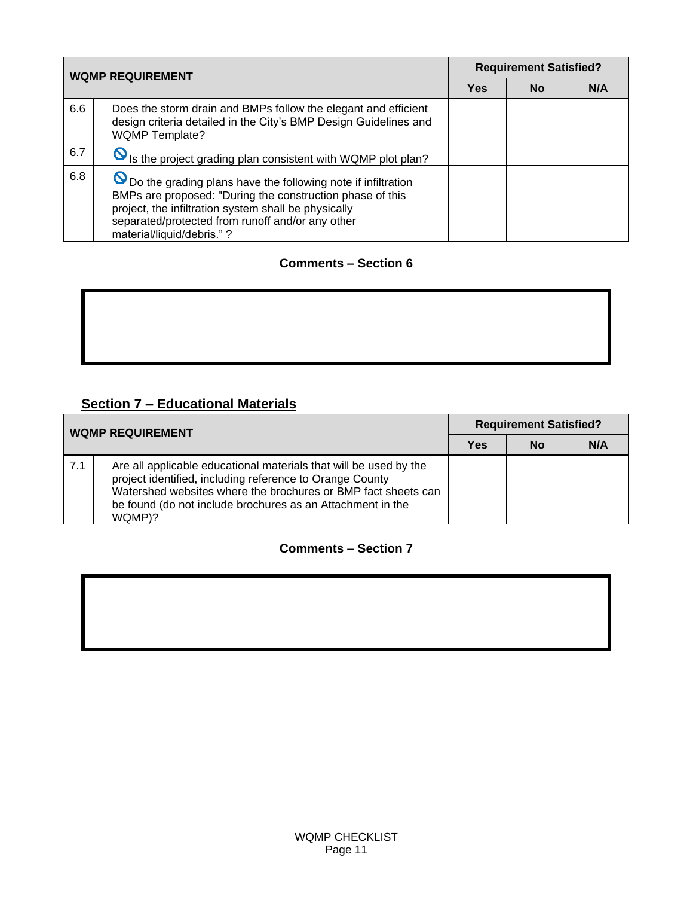| WQMP REQUIREMENT | | Requirement Satisfied? | | |
|---|---|---|---|---|
| | | Yes | No | N/A |
| 6.6 | Does the storm drain and BMPs follow the elegant and efficient design criteria detailed in the City's BMP Design Guidelines and WQMP Template? | | | |
| 6.7 | 🚫 Is the project grading plan consistent with WQMP plot plan? | | | |
| 6.8 | 🚫 Do the grading plans have the following note if infiltration BMPs are proposed: "During the construction phase of this project, the infiltration system shall be physically separated/protected from runoff and/or any other material/liquid/debris." ? | | | |

**Comments – Section 6**

## Section 7 – Educational Materials

| WQMP REQUIREMENT | | Requirement Satisfied? | | |
|---|---|---|---|---|
| | | Yes | No | N/A |
| 7.1 | Are all applicable educational materials that will be used by the project identified, including reference to Orange County Watershed websites where the brochures or BMP fact sheets can be found (do not include brochures as an Attachment in the WQMP)? | | | |

**Comments – Section 7**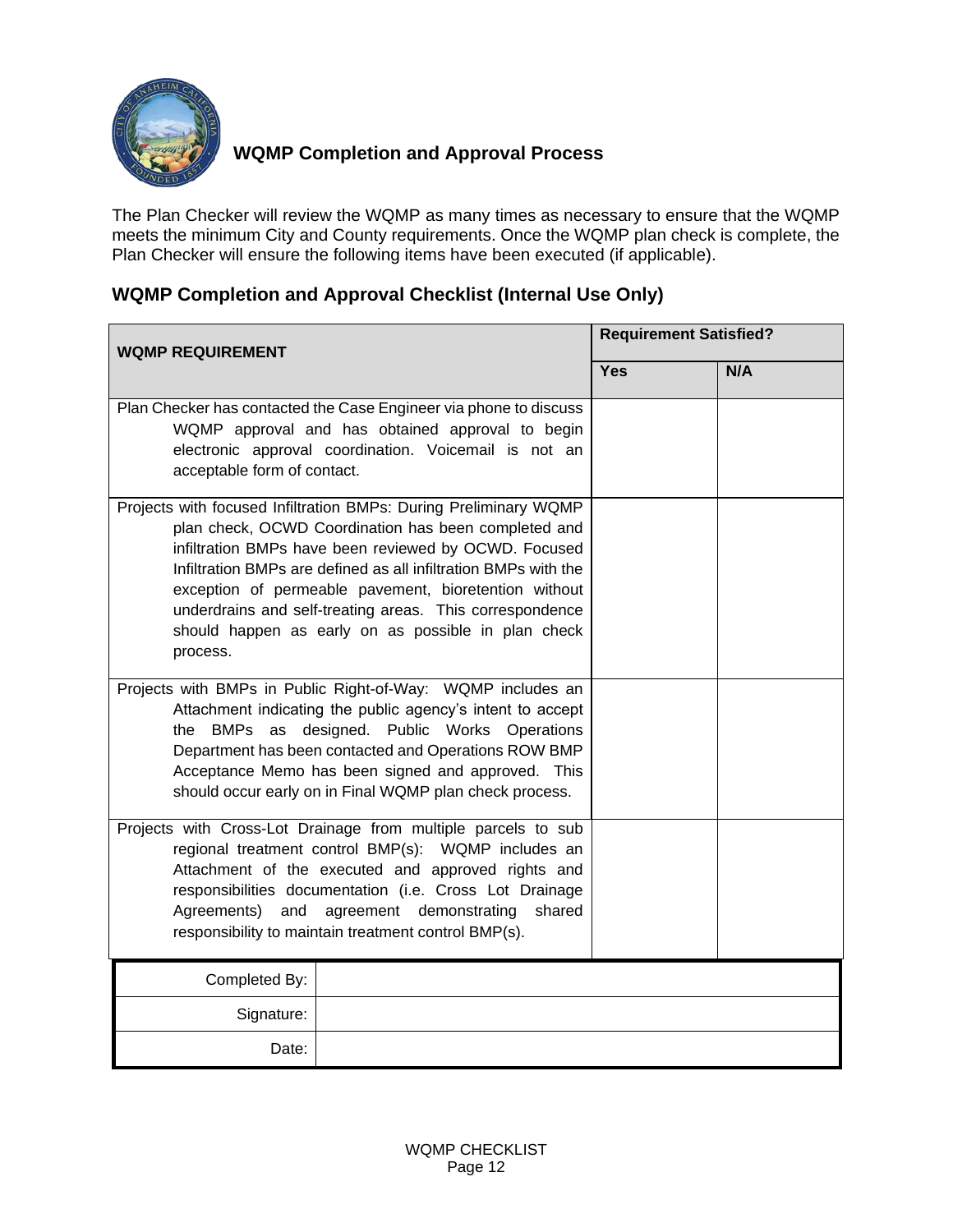## WQMP Completion and Approval Process

The Plan Checker will review the WQMP as many times as necessary to ensure that the WQMP meets the minimum City and County requirements. Once the WQMP plan check is complete, the Plan Checker will ensure the following items have been executed (if applicable).

### WQMP Completion and Approval Checklist (Internal Use Only)

| WQMP REQUIREMENT | Requirement Satisfied? | |
|---|---|---|
| | Yes | N/A |
| Plan Checker has contacted the Case Engineer via phone to discuss WQMP approval and has obtained approval to begin electronic approval coordination. Voicemail is not an acceptable form of contact. | | |
| Projects with focused Infiltration BMPs: During Preliminary WQMP plan check, OCWD Coordination has been completed and infiltration BMPs have been reviewed by OCWD. Focused Infiltration BMPs are defined as all infiltration BMPs with the exception of permeable pavement, bioretention without underdrains and self-treating areas. This correspondence should happen as early on as possible in plan check process. | | |
| Projects with BMPs in Public Right-of-Way: WQMP includes an Attachment indicating the public agency's intent to accept the BMPs as designed. Public Works Operations Department has been contacted and Operations ROW BMP Acceptance Memo has been signed and approved. This should occur early on in Final WQMP plan check process. | | |
| Projects with Cross-Lot Drainage from multiple parcels to sub regional treatment control BMP(s): WQMP includes an Attachment of the executed and approved rights and responsibilities documentation (i.e. Cross Lot Drainage Agreements) and agreement demonstrating shared responsibility to maintain treatment control BMP(s). | | |

| | |
|---|---|
| Completed By: | |
| Signature: | |
| Date: | |